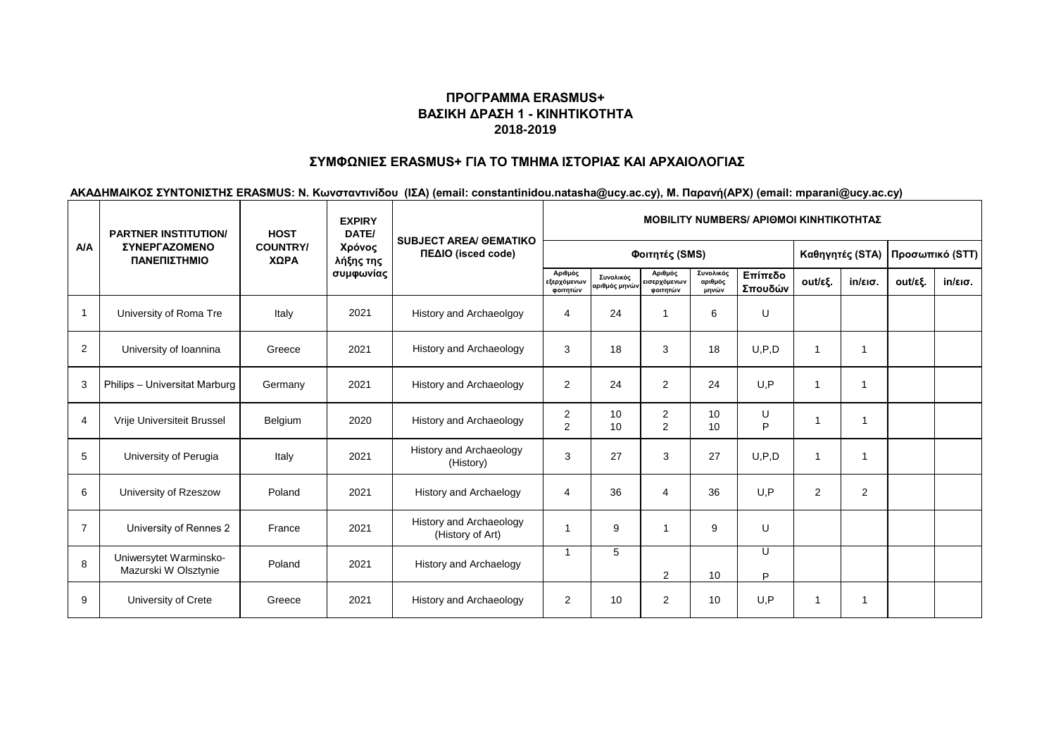# ΠΡΟΓΡΑΜΜΑ ERASMUS+
# ΒΑΣΙΚΗ ΔΡΑΣΗ 1 - ΚΙΝΗΤΙΚΟΤΗΤΑ
# 2018-2019

## ΣΥΜΦΩΝΙΕΣ ERASMUS+ ΓΙΑ ΤΟ ΤΜΗΜΑ ΙΣΤΟΡΙΑΣ ΚΑΙ ΑΡΧΑΙΟΛΟΓΙΑΣ

**ΑΚΑΔΗΜΑΙΚΟΣ ΣΥΝΤΟΝΙΣΤΗΣ ERASMUS: Ν. Κωνσταντινίδου (ΙΣΑ) (email: constantinidou.natasha@ucy.ac.cy), Μ. Παρανή(ΑΡΧ) (email: mparani@ucy.ac.cy)**

| A/A | PARTNER INSTITUTION/ ΣΥΝΕΡΓΑΖΟΜΕΝΟ ΠΑΝΕΠΙΣΤΗΜΙΟ | HOST COUNTRY/ ΧΩΡΑ | EXPIRY DATE/ Χρόνος λήξης της συμφωνίας | SUBJECT AREA/ ΘΕΜΑΤΙΚΟ ΠΕΔΙΟ (isced code) | MOBILITY NUMBERS/ ΑΡΙΘΜΟΙ ΚΙΝΗΤΙΚΟΤΗΤΑΣ | | | | | | | | |
|---|---|---|---|---|---|---|---|---|---|---|---|---|---|
| | | | | | Φοιτητές (SMS) | | | | | Καθηγητές (STA) | | Προσωπικό (STT) | |
| | | | | | Αριθμός εξερχόμενων φοιτητών | Συνολικός αριθμός μηνών | Αριθμός εισερχόμενων φοιτητών | Συνολικός αριθμός μηνών | Επίπεδο Σπουδών | out/εξ. | in/εισ. | out/εξ. | in/εισ. |
| 1 | University of Roma Tre | Italy | 2021 | History and Archaeolgoy | 4 | 24 | 1 | 6 | U | | | | |
| 2 | University of Ioannina | Greece | 2021 | History and Archaeology | 3 | 18 | 3 | 18 | U,P,D | 1 | 1 | | |
| 3 | Philips – Universitat Marburg | Germany | 2021 | History and Archaeology | 2 | 24 | 2 | 24 | U,P | 1 | 1 | | |
| 4 | Vrije Universiteit Brussel | Belgium | 2020 | History and Archaeology | 2<br>2 | 10<br>10 | 2<br>2 | 10<br>10 | U<br>P | 1 | 1 | | |
| 5 | University of Perugia | Italy | 2021 | History and Archaeology (History) | 3 | 27 | 3 | 27 | U,P,D | 1 | 1 | | |
| 6 | University of Rzeszow | Poland | 2021 | History and Archaelogy | 4 | 36 | 4 | 36 | U,P | 2 | 2 | | |
| 7 | University of Rennes 2 | France | 2021 | History and Archaeology (History of Art) | 1 | 9 | 1 | 9 | U | | | | |
| 8 | Uniwersytet Warminsko-Mazurski W Olsztynie | Poland | 2021 | History and Archaelogy | 1 | 5 | 2 | 10 | U<br>P | | | | |
| 9 | University of Crete | Greece | 2021 | History and Archaeology | 2 | 10 | 2 | 10 | U,P | 1 | 1 | | |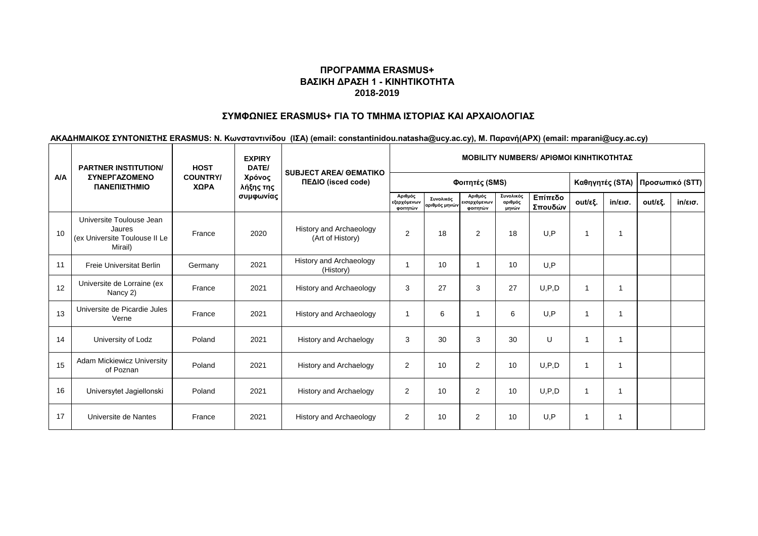**ΠΡΟΓΡΑΜΜΑ ERASMUS+**
**ΒΑΣΙΚΗ ΔΡΑΣΗ 1 - ΚΙΝΗΤΙΚΟΤΗΤΑ**
**2018-2019**

## ΣΥΜΦΩΝΙΕΣ ERASMUS+ ΓΙΑ ΤΟ ΤΜΗΜΑ ΙΣΤΟΡΙΑΣ ΚΑΙ ΑΡΧΑΙΟΛΟΓΙΑΣ

**ΑΚΑΔΗΜΑΙΚΟΣ ΣΥΝΤΟΝΙΣΤΗΣ ERASMUS: Ν. Κωνσταντινίδου (ΙΣΑ) (email: constantinidou.natasha@ucy.ac.cy), Μ. Παρανή(ΑΡΧ) (email: mparani@ucy.ac.cy)**

| A/A | PARTNER INSTITUTION/ ΣΥΝΕΡΓΑΖΟΜΕΝΟ ΠΑΝΕΠΙΣΤΗΜΙΟ | HOST COUNTRY/ ΧΩΡΑ | EXPIRY DATE/ Χρόνος λήξης της συμφωνίας | SUBJECT AREA/ ΘΕΜΑΤΙΚΟ ΠΕΔΙΟ (isced code) | MOBILITY NUMBERS/ ΑΡΙΘΜΟΙ ΚΙΝΗΤΙΚΟΤΗΤΑΣ | | | | | | | | |
|---|---|---|---|---|---|---|---|---|---|---|---|---|---|
| | | | | | Φοιτητές (SMS) | | | | | Καθηγητές (STA) | | Προσωπικό (STT) | |
| | | | | | Αριθμός εξερχόμενων φοιτητών | Συνολικός αριθμός μηνών | Αριθμός εισερχόμενων φοιτητών | Συνολικός αριθμός μηνών | Επίπεδο Σπουδών | out/εξ. | in/εισ. | out/εξ. | in/εισ. |
| 10 | Universite Toulouse Jean Jaures (ex Universite Toulouse II Le Mirail) | France | 2020 | History and Archaeology (Art of History) | 2 | 18 | 2 | 18 | U,P | 1 | 1 | | |
| 11 | Freie Universitat Berlin | Germany | 2021 | History and Archaeology (History) | 1 | 10 | 1 | 10 | U,P | | | | |
| 12 | Universite de Lorraine (ex Nancy 2) | France | 2021 | History and Archaeology | 3 | 27 | 3 | 27 | U,P,D | 1 | 1 | | |
| 13 | Universite de Picardie Jules Verne | France | 2021 | History and Archaeology | 1 | 6 | 1 | 6 | U,P | 1 | 1 | | |
| 14 | University of Lodz | Poland | 2021 | History and Archaelogy | 3 | 30 | 3 | 30 | U | 1 | 1 | | |
| 15 | Adam Mickiewicz University of Poznan | Poland | 2021 | History and Archaelogy | 2 | 10 | 2 | 10 | U,P,D | 1 | 1 | | |
| 16 | Universytet Jagiellonski | Poland | 2021 | History and Archaelogy | 2 | 10 | 2 | 10 | U,P,D | 1 | 1 | | |
| 17 | Universite de Nantes | France | 2021 | History and Archaeology | 2 | 10 | 2 | 10 | U,P | 1 | 1 | | |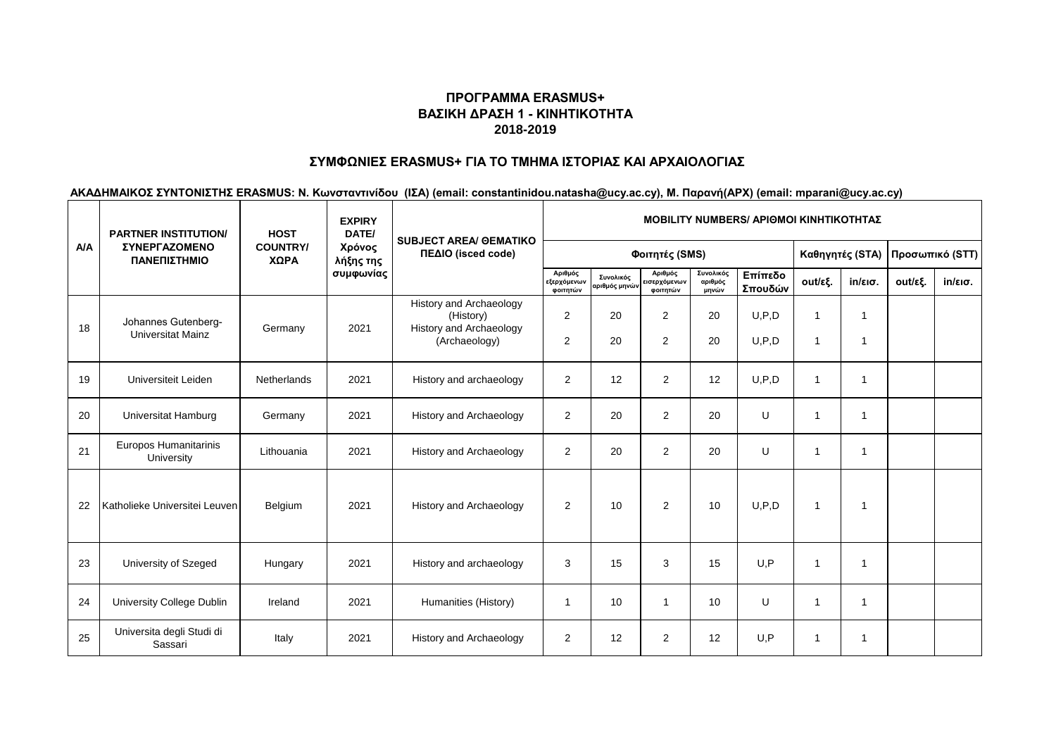**ΠΡΟΓΡΑΜΜΑ ERASMUS+**
**ΒΑΣΙΚΗ ΔΡΑΣΗ 1 - ΚΙΝΗΤΙΚΟΤΗΤΑ**
**2018-2019**

## ΣΥΜΦΩΝΙΕΣ ERASMUS+ ΓΙΑ ΤΟ ΤΜΗΜΑ ΙΣΤΟΡΙΑΣ ΚΑΙ ΑΡΧΑΙΟΛΟΓΙΑΣ

**ΑΚΑΔΗΜΑΙΚΟΣ ΣΥΝΤΟΝΙΣΤΗΣ ERASMUS: Ν. Κωνσταντινίδου (ΙΣΑ) (email: constantinidou.natasha@ucy.ac.cy), Μ. Παρανή(ΑΡΧ) (email: mparani@ucy.ac.cy)**

| Α/Α | PARTNER INSTITUTION/ ΣΥΝΕΡΓΑΖΟΜΕΝΟ ΠΑΝΕΠΙΣΤΗΜΙΟ | HOST COUNTRY/ ΧΩΡΑ | EXPIRY DATE/ Χρόνος λήξης της συμφωνίας | SUBJECT AREA/ ΘΕΜΑΤΙΚΟ ΠΕΔΙΟ (isced code) | MOBILITY NUMBERS/ ΑΡΙΘΜΟΙ ΚΙΝΗΤΙΚΟΤΗΤΑΣ | | | | | | | | |
|---|---|---|---|---|---|---|---|---|---|---|---|---|---|
| | | | | | Φοιτητές (SMS) | | | | | Καθηγητές (STA) | | Προσωπικό (STT) | |
| | | | | | Αριθμός εξερχόμενων φοιτητών | Συνολικός αριθμός μηνών | Αριθμός εισερχόμενων φοιτητών | Συνολικός αριθμός μηνών | Επίπεδο Σπουδών | out/εξ. | in/εισ. | out/εξ. | in/εισ. |
| 18 | Johannes Gutenberg-Universitat Mainz | Germany | 2021 | History and Archaeology (History) | 2 | 20 | 2 | 20 | U,P,D | 1 | 1 | | |
| | | | | History and Archaeology (Archaeology) | 2 | 20 | 2 | 20 | U,P,D | 1 | 1 | | |
| 19 | Universiteit Leiden | Netherlands | 2021 | History and archaeology | 2 | 12 | 2 | 12 | U,P,D | 1 | 1 | | |
| 20 | Universitat Hamburg | Germany | 2021 | History and Archaeology | 2 | 20 | 2 | 20 | U | 1 | 1 | | |
| 21 | Europos Humanitarinis University | Lithouania | 2021 | History and Archaeology | 2 | 20 | 2 | 20 | U | 1 | 1 | | |
| 22 | Katholieke Universitei Leuven | Belgium | 2021 | History and Archaeology | 2 | 10 | 2 | 10 | U,P,D | 1 | 1 | | |
| 23 | University of Szeged | Hungary | 2021 | History and archaeology | 3 | 15 | 3 | 15 | U,P | 1 | 1 | | |
| 24 | University College Dublin | Ireland | 2021 | Humanities (History) | 1 | 10 | 1 | 10 | U | 1 | 1 | | |
| 25 | Universita degli Studi di Sassari | Italy | 2021 | History and Archaeology | 2 | 12 | 2 | 12 | U,P | 1 | 1 | | |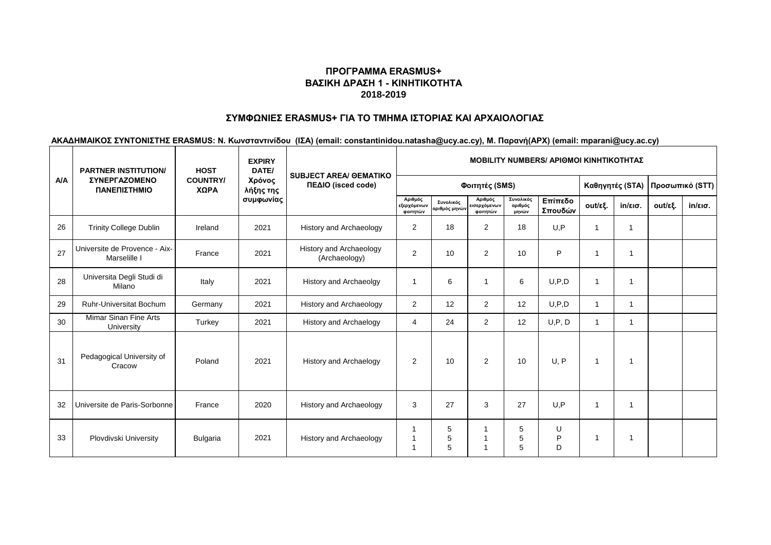**ΠΡΟΓΡΑΜΜΑ ERASMUS+**
**ΒΑΣΙΚΗ ΔΡΑΣΗ 1 - ΚΙΝΗΤΙΚΟΤΗΤΑ**
**2018-2019**

**ΣΥΜΦΩΝΙΕΣ ERASMUS+ ΓΙΑ ΤΟ ΤΜΗΜΑ ΙΣΤΟΡΙΑΣ ΚΑΙ ΑΡΧΑΙΟΛΟΓΙΑΣ**

**ΑΚΑΔΗΜΑΙΚΟΣ ΣΥΝΤΟΝΙΣΤΗΣ ERASMUS: Ν. Κωνσταντινίδου (ΙΣΑ) (email: constantinidou.natasha@ucy.ac.cy), Μ. Παρανή(ΑΡΧ) (email: mparani@ucy.ac.cy)**

| A/A | PARTNER INSTITUTION/ ΣΥΝΕΡΓΑΖΟΜΕΝΟ ΠΑΝΕΠΙΣΤΗΜΙΟ | HOST COUNTRY/ ΧΩΡΑ | EXPIRY DATE/ Χρόνος λήξης της συμφωνίας | SUBJECT AREA/ ΘΕΜΑΤΙΚΟ ΠΕΔΙΟ (isced code) | MOBILITY NUMBERS/ ΑΡΙΘΜΟΙ ΚΙΝΗΤΙΚΟΤΗΤΑΣ | | | | | | | | |
|---|---|---|---|---|---|---|---|---|---|---|---|---|---|
| | | | | | Φοιτητές (SMS) | | | | | Καθηγητές (STA) | | Προσωπικό (STT) | |
| | | | | | Αριθμός εξερχόμενων φοιτητών | Συνολικός αριθμός μηνών | Αριθμός εισερχόμενων φοιτητών | Συνολικός αριθμός μηνών | Επίπεδο Σπουδών | out/εξ. | in/εισ. | out/εξ. | in/εισ. |
| 26 | Trinity College Dublin | Ireland | 2021 | History and Archaeology | 2 | 18 | 2 | 18 | U,P | 1 | 1 | | |
| 27 | Universite de Provence - Aix-Marselille I | France | 2021 | History and Archaeology (Archaeology) | 2 | 10 | 2 | 10 | P | 1 | 1 | | |
| 28 | Universita Degli Studi di Milano | Italy | 2021 | History and Archaeolgy | 1 | 6 | 1 | 6 | U,P,D | 1 | 1 | | |
| 29 | Ruhr-Universitat Bochum | Germany | 2021 | History and Archaeology | 2 | 12 | 2 | 12 | U,P,D | 1 | 1 | | |
| 30 | Mimar Sinan Fine Arts University | Turkey | 2021 | History and Archaelogy | 4 | 24 | 2 | 12 | U,P, D | 1 | 1 | | |
| 31 | Pedagogical University of Cracow | Poland | 2021 | History and Archaelogy | 2 | 10 | 2 | 10 | U, P | 1 | 1 | | |
| 32 | Universite de Paris-Sorbonne | France | 2020 | History and Archaeology | 3 | 27 | 3 | 27 | U,P | 1 | 1 | | |
| 33 | Plovdivski University | Bulgaria | 2021 | History and Archaeology | 1<br>1<br>1 | 5<br>5<br>5 | 1<br>1<br>1 | 5<br>5<br>5 | U<br>P<br>D | 1 | 1 | | |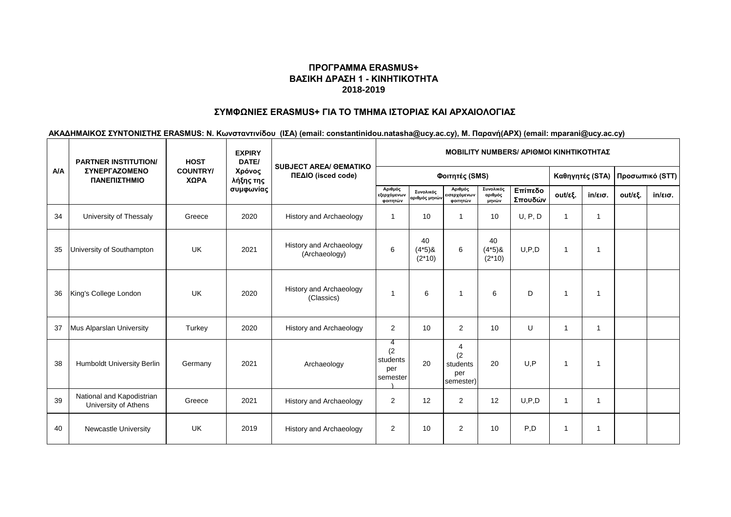**ΠΡΟΓΡΑΜΜΑ ERASMUS+**
**ΒΑΣΙΚΗ ΔΡΑΣΗ 1 - ΚΙΝΗΤΙΚΟΤΗΤΑ**
**2018-2019**

## ΣΥΜΦΩΝΙΕΣ ERASMUS+ ΓΙΑ ΤΟ ΤΜΗΜΑ ΙΣΤΟΡΙΑΣ ΚΑΙ ΑΡΧΑΙΟΛΟΓΙΑΣ

**ΑΚΑΔΗΜΑΙΚΟΣ ΣΥΝΤΟΝΙΣΤΗΣ ERASMUS: Ν. Κωνσταντινίδου (ΙΣΑ) (email: constantinidou.natasha@ucy.ac.cy), Μ. Παρανή(ΑΡΧ) (email: mparani@ucy.ac.cy)**

| Α/Α | PARTNER INSTITUTION/ ΣΥΝΕΡΓΑΖΟΜΕΝΟ ΠΑΝΕΠΙΣΤΗΜΙΟ | HOST COUNTRY/ ΧΩΡΑ | EXPIRY DATE/ Χρόνος λήξης της συμφωνίας | SUBJECT AREA/ ΘΕΜΑΤΙΚΟ ΠΕΔΙΟ (isced code) | MOBILITY NUMBERS/ ΑΡΙΘΜΟΙ ΚΙΝΗΤΙΚΟΤΗΤΑΣ | | | | | | | | |
|---|---|---|---|---|---|---|---|---|---|---|---|---|---|
| | | | | | Φοιτητές (SMS) | | | | | Καθηγητές (STA) | | Προσωπικό (STT) | |
| | | | | | Αριθμός εξερχόμενων φοιτητών | Συνολικός αριθμός μηνών | Αριθμός εισερχόμενων φοιτητών | Συνολικός αριθμός μηνών | Επίπεδο Σπουδών | out/εξ. | in/εισ. | out/εξ. | in/εισ. |
| 34 | University of Thessaly | Greece | 2020 | History and Archaeology | 1 | 10 | 1 | 10 | U, P, D | 1 | 1 | | |
| 35 | University of Southampton | UK | 2021 | History and Archaeology (Archaeology) | 6 | 40 (4*5)& (2*10) | 6 | 40 (4*5)& (2*10) | U,P,D | 1 | 1 | | |
| 36 | King's College London | UK | 2020 | History and Archaeology (Classics) | 1 | 6 | 1 | 6 | D | 1 | 1 | | |
| 37 | Mus Alparslan University | Turkey | 2020 | History and Archaeology | 2 | 10 | 2 | 10 | U | 1 | 1 | | |
| 38 | Humboldt University Berlin | Germany | 2021 | Archaeology | 4 (2 students per semester) | 20 | 4 (2 students per semester) | 20 | U,P | 1 | 1 | | |
| 39 | National and Kapodistrian University of Athens | Greece | 2021 | History and Archaeology | 2 | 12 | 2 | 12 | U,P,D | 1 | 1 | | |
| 40 | Newcastle University | UK | 2019 | History and Archaeology | 2 | 10 | 2 | 10 | P,D | 1 | 1 | | |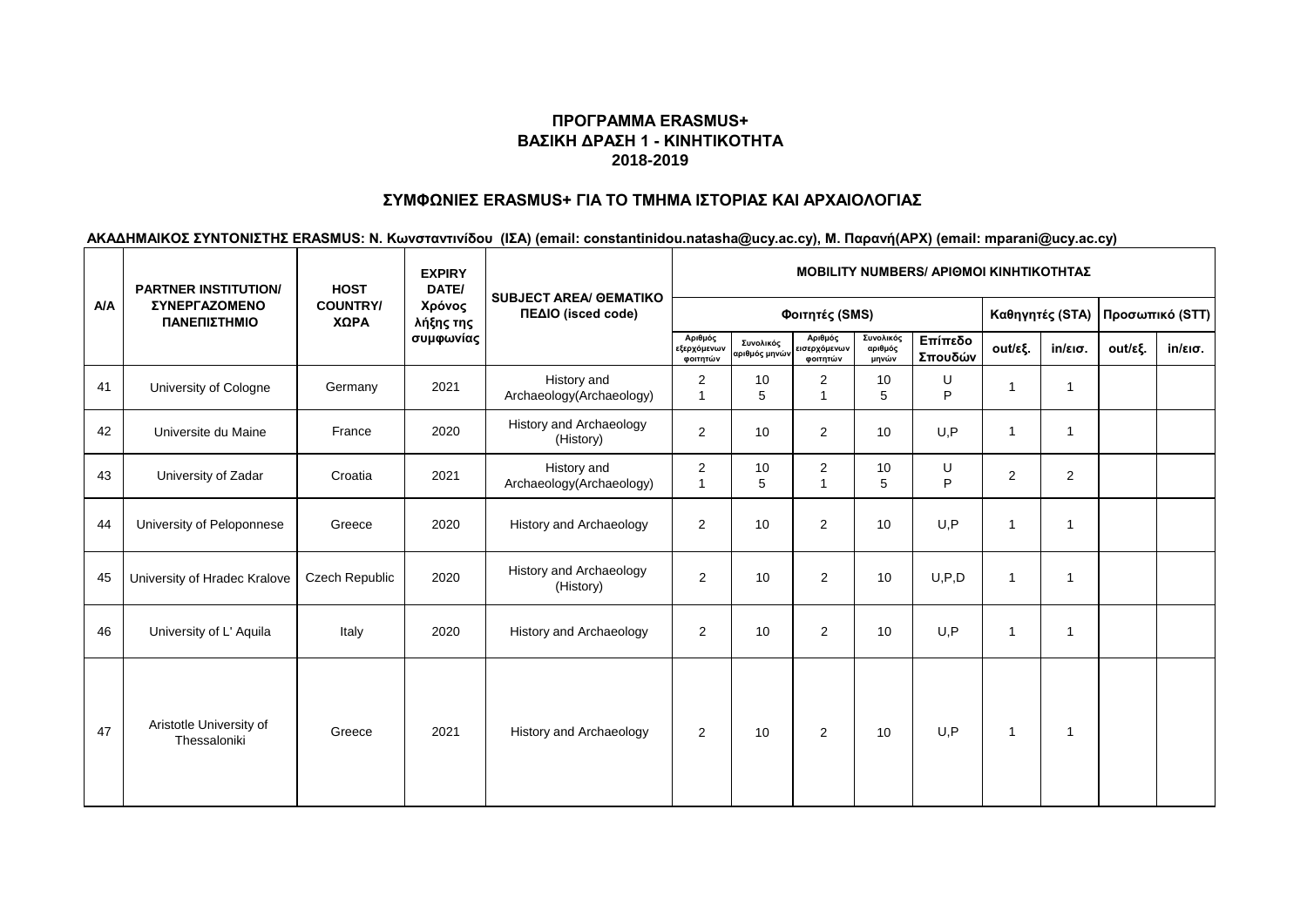**ΠΡΟΓΡΑΜΜΑ ERASMUS+**
**ΒΑΣΙΚΗ ΔΡΑΣΗ 1 - ΚΙΝΗΤΙΚΟΤΗΤΑ**
**2018-2019**

## ΣΥΜΦΩΝΙΕΣ ERASMUS+ ΓΙΑ ΤΟ ΤΜΗΜΑ ΙΣΤΟΡΙΑΣ ΚΑΙ ΑΡΧΑΙΟΛΟΓΙΑΣ

**ΑΚΑΔΗΜΑΙΚΟΣ ΣΥΝΤΟΝΙΣΤΗΣ ERASMUS: Ν. Κωνσταντινίδου (ΙΣΑ) (email: constantinidou.natasha@ucy.ac.cy), Μ. Παρανή(ΑΡΧ) (email: mparani@ucy.ac.cy)**

| A/A | PARTNER INSTITUTION/ ΣΥΝΕΡΓΑΖΟΜΕΝΟ ΠΑΝΕΠΙΣΤΗΜΙΟ | HOST COUNTRY/ ΧΩΡΑ | EXPIRY DATE/ Χρόνος λήξης της συμφωνίας | SUBJECT AREA/ ΘΕΜΑΤΙΚΟ ΠΕΔΙΟ (isced code) | MOBILITY NUMBERS/ ΑΡΙΘΜΟΙ ΚΙΝΗΤΙΚΟΤΗΤΑΣ | | | | | | | | |
|---|---|---|---|---|---|---|---|---|---|---|---|---|---|
| | | | | | Φοιτητές (SMS) | | | | | Καθηγητές (STA) | | Προσωπικό (STT) | |
| | | | | | Αριθμός εξερχόμενων φοιτητών | Συνολικός αριθμός μηνών | Αριθμός εισερχόμενων φοιτητών | Συνολικός αριθμός μηνών | Επίπεδο Σπουδών | out/εξ. | in/εισ. | out/εξ. | in/εισ. |
| 41 | University of Cologne | Germany | 2021 | History and Archaeology(Archaeology) | 2<br>1 | 10<br>5 | 2<br>1 | 10<br>5 | U<br>P | 1 | 1 | | |
| 42 | Universite du Maine | France | 2020 | History and Archaeology (History) | 2 | 10 | 2 | 10 | U,P | 1 | 1 | | |
| 43 | University of Zadar | Croatia | 2021 | History and Archaeology(Archaeology) | 2<br>1 | 10<br>5 | 2<br>1 | 10<br>5 | U<br>P | 2 | 2 | | |
| 44 | University of Peloponnese | Greece | 2020 | History and Archaeology | 2 | 10 | 2 | 10 | U,P | 1 | 1 | | |
| 45 | University of Hradec Kralove | Czech Republic | 2020 | History and Archaeology (History) | 2 | 10 | 2 | 10 | U,P,D | 1 | 1 | | |
| 46 | University of L' Aquila | Italy | 2020 | History and Archaeology | 2 | 10 | 2 | 10 | U,P | 1 | 1 | | |
| 47 | Aristotle University of Thessaloniki | Greece | 2021 | History and Archaeology | 2 | 10 | 2 | 10 | U,P | 1 | 1 | | |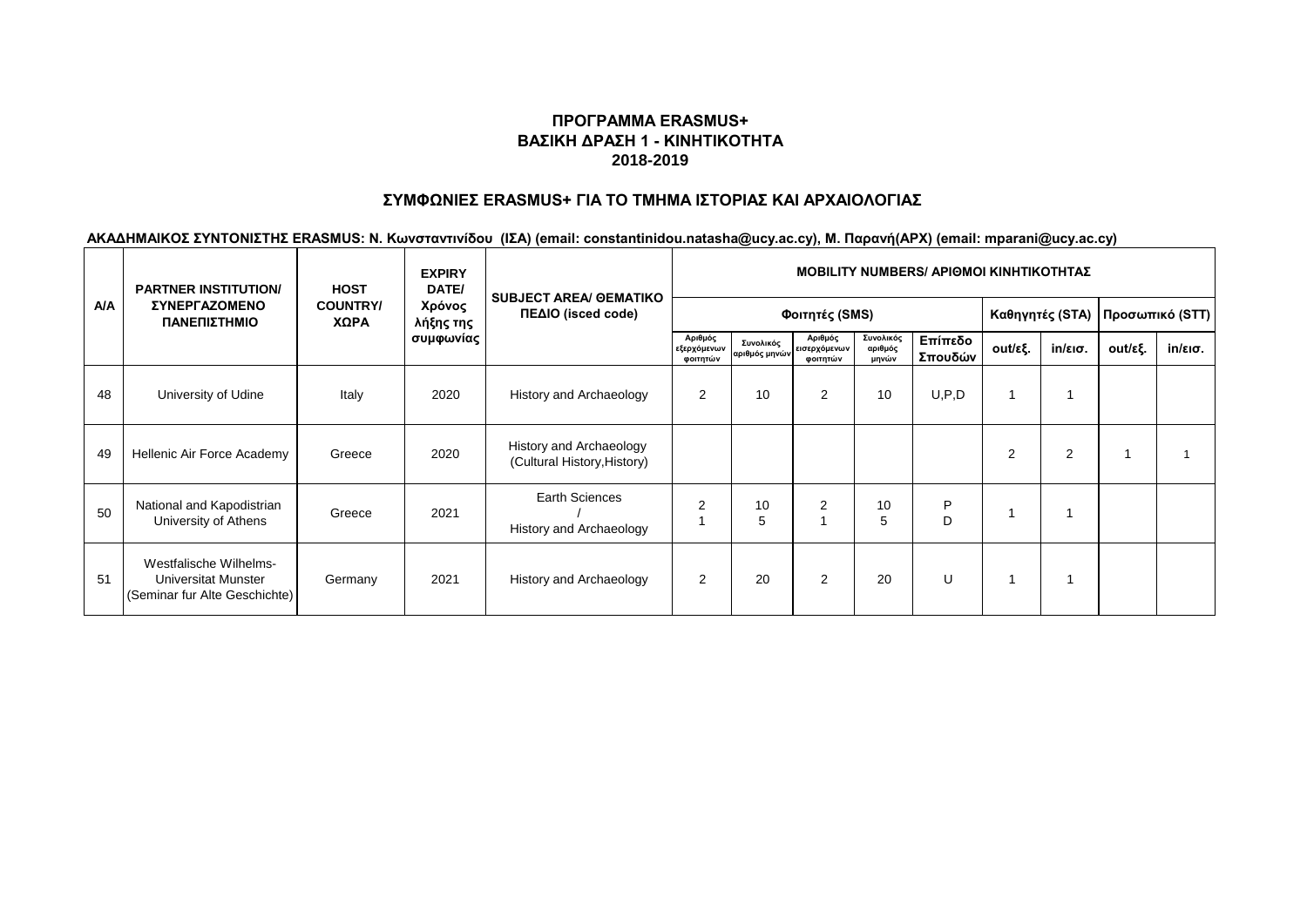**ΠΡΟΓΡΑΜΜΑ ERASMUS+**
**ΒΑΣΙΚΗ ΔΡΑΣΗ 1 - ΚΙΝΗΤΙΚΟΤΗΤΑ**
**2018-2019**

**ΣΥΜΦΩΝΙΕΣ ERASMUS+ ΓΙΑ ΤΟ ΤΜΗΜΑ ΙΣΤΟΡΙΑΣ ΚΑΙ ΑΡΧΑΙΟΛΟΓΙΑΣ**

**ΑΚΑΔΗΜΑΙΚΟΣ ΣΥΝΤΟΝΙΣΤΗΣ ERASMUS: Ν. Κωνσταντινίδου (ΙΣΑ) (email: constantinidou.natasha@ucy.ac.cy), Μ. Παρανή(ΑΡΧ) (email: mparani@ucy.ac.cy)**

| A/A | PARTNER INSTITUTION/ ΣΥΝΕΡΓΑΖΟΜΕΝΟ ΠΑΝΕΠΙΣΤΗΜΙΟ | HOST COUNTRY/ ΧΩΡΑ | EXPIRY DATE/ Χρόνος λήξης της συμφωνίας | SUBJECT AREA/ ΘΕΜΑΤΙΚΟ ΠΕΔΙΟ (isced code) | MOBILITY NUMBERS/ ΑΡΙΘΜΟΙ ΚΙΝΗΤΙΚΟΤΗΤΑΣ | | | | | | | | |
|---|---|---|---|---|---|---|---|---|---|---|---|---|---|
| | | | | | Φοιτητές (SMS) | | | | | Καθηγητές (STA) | | Προσωπικό (STT) | |
| | | | | | Αριθμός εξερχόμενων φοιτητών | Συνολικός αριθμός μηνών | Αριθμός εισερχόμενων φοιτητών | Συνολικός αριθμός μηνών | Επίπεδο Σπουδών | out/εξ. | in/εισ. | out/εξ. | in/εισ. |
| 48 | University of Udine | Italy | 2020 | History and Archaeology | 2 | 10 | 2 | 10 | U,P,D | 1 | 1 | | |
| 49 | Hellenic Air Force Academy | Greece | 2020 | History and Archaeology (Cultural History,History) | | | | | | 2 | 2 | 1 | 1 |
| 50 | National and Kapodistrian University of Athens | Greece | 2021 | Earth Sciences / History and Archaeology | 2<br>1 | 10<br>5 | 2<br>1 | 10<br>5 | P<br>D | 1 | 1 | | |
| 51 | Westfalische Wilhelms-Universitat Munster (Seminar fur Alte Geschichte) | Germany | 2021 | History and Archaeology | 2 | 20 | 2 | 20 | U | 1 | 1 | | |